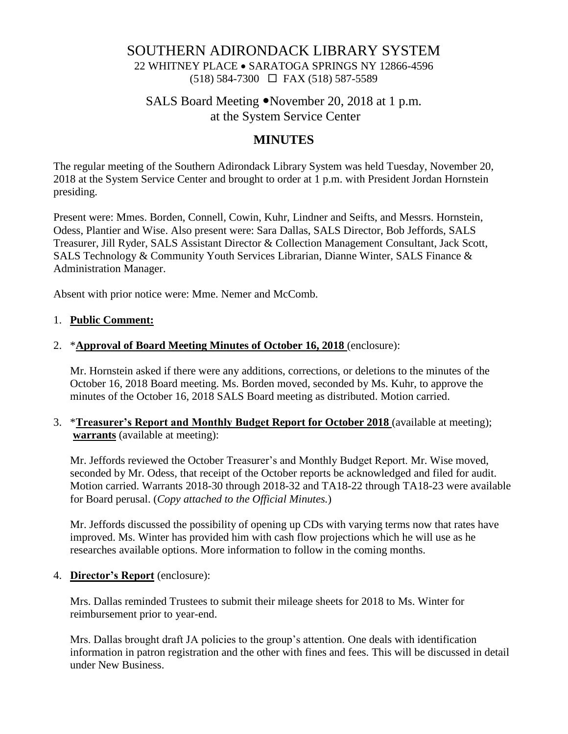# SOUTHERN ADIRONDACK LIBRARY SYSTEM

22 WHITNEY PLACE • SARATOGA SPRINGS NY 12866-4596
(518) 584-7300 ☐ FAX (518) 587-5589

## SALS Board Meeting •November 20, 2018 at 1 p.m. at the System Service Center

## MINUTES

The regular meeting of the Southern Adirondack Library System was held Tuesday, November 20, 2018 at the System Service Center and brought to order at 1 p.m. with President Jordan Hornstein presiding.

Present were: Mmes. Borden, Connell, Cowin, Kuhr, Lindner and Seifts, and Messrs. Hornstein, Odess, Plantier and Wise. Also present were: Sara Dallas, SALS Director, Bob Jeffords, SALS Treasurer, Jill Ryder, SALS Assistant Director & Collection Management Consultant, Jack Scott, SALS Technology & Community Youth Services Librarian, Dianne Winter, SALS Finance & Administration Manager.

Absent with prior notice were: Mme. Nemer and McComb.

1. **Public Comment:**

2. \***Approval of Board Meeting Minutes of October 16, 2018** (enclosure):

   Mr. Hornstein asked if there were any additions, corrections, or deletions to the minutes of the October 16, 2018 Board meeting. Ms. Borden moved, seconded by Ms. Kuhr, to approve the minutes of the October 16, 2018 SALS Board meeting as distributed. Motion carried.

3. \***Treasurer's Report and Monthly Budget Report for October 2018** (available at meeting); **warrants** (available at meeting):

   Mr. Jeffords reviewed the October Treasurer's and Monthly Budget Report. Mr. Wise moved, seconded by Mr. Odess, that receipt of the October reports be acknowledged and filed for audit. Motion carried. Warrants 2018-30 through 2018-32 and TA18-22 through TA18-23 were available for Board perusal. (*Copy attached to the Official Minutes.*)

   Mr. Jeffords discussed the possibility of opening up CDs with varying terms now that rates have improved. Ms. Winter has provided him with cash flow projections which he will use as he researches available options. More information to follow in the coming months.

4. **Director's Report** (enclosure):

   Mrs. Dallas reminded Trustees to submit their mileage sheets for 2018 to Ms. Winter for reimbursement prior to year-end.

   Mrs. Dallas brought draft JA policies to the group's attention. One deals with identification information in patron registration and the other with fines and fees. This will be discussed in detail under New Business.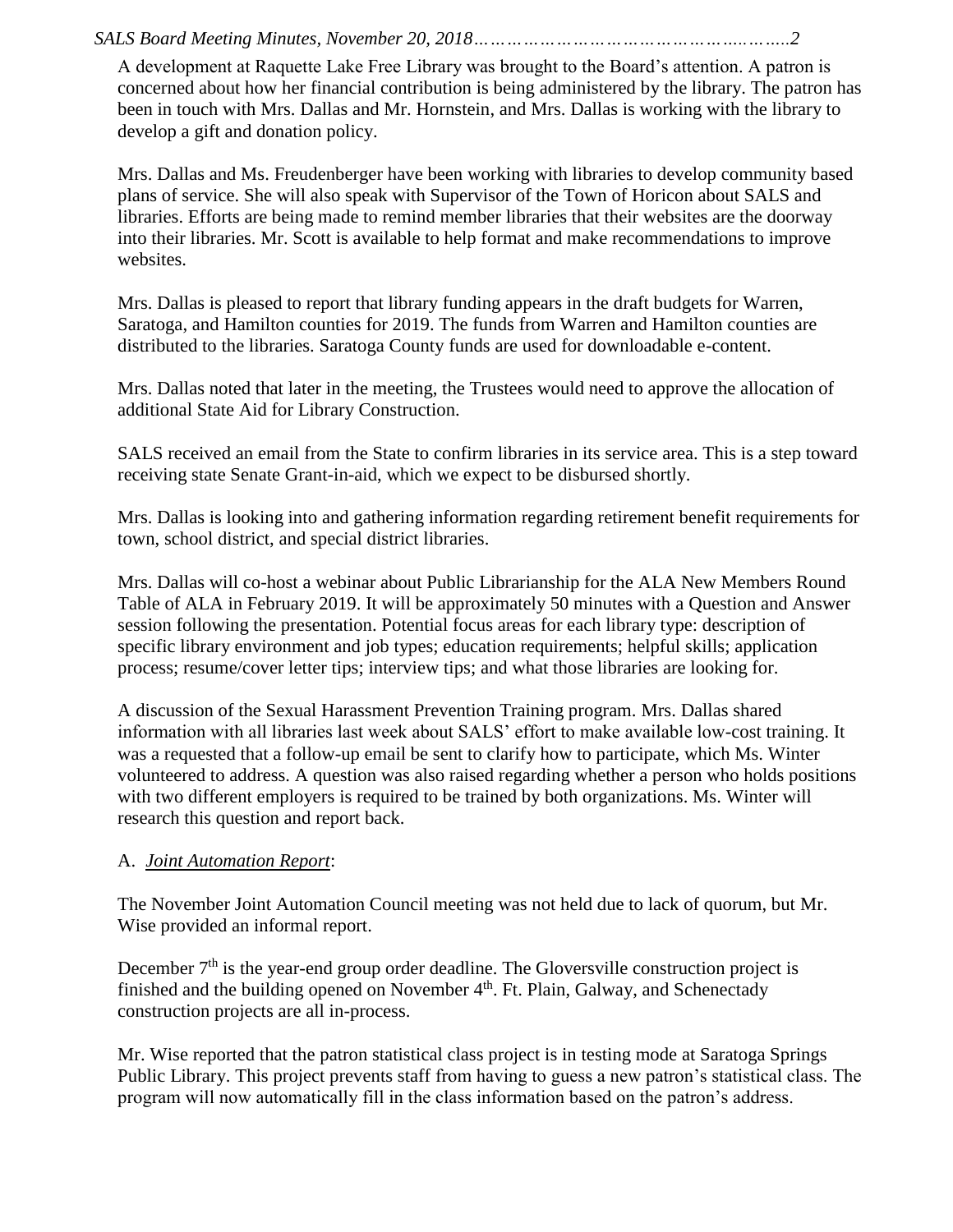A development at Raquette Lake Free Library was brought to the Board's attention. A patron is concerned about how her financial contribution is being administered by the library. The patron has been in touch with Mrs. Dallas and Mr. Hornstein, and Mrs. Dallas is working with the library to develop a gift and donation policy.

Mrs. Dallas and Ms. Freudenberger have been working with libraries to develop community based plans of service. She will also speak with Supervisor of the Town of Horicon about SALS and libraries. Efforts are being made to remind member libraries that their websites are the doorway into their libraries. Mr. Scott is available to help format and make recommendations to improve websites.

Mrs. Dallas is pleased to report that library funding appears in the draft budgets for Warren, Saratoga, and Hamilton counties for 2019. The funds from Warren and Hamilton counties are distributed to the libraries. Saratoga County funds are used for downloadable e-content.

Mrs. Dallas noted that later in the meeting, the Trustees would need to approve the allocation of additional State Aid for Library Construction.

SALS received an email from the State to confirm libraries in its service area. This is a step toward receiving state Senate Grant-in-aid, which we expect to be disbursed shortly.

Mrs. Dallas is looking into and gathering information regarding retirement benefit requirements for town, school district, and special district libraries.

Mrs. Dallas will co-host a webinar about Public Librarianship for the ALA New Members Round Table of ALA in February 2019. It will be approximately 50 minutes with a Question and Answer session following the presentation. Potential focus areas for each library type: description of specific library environment and job types; education requirements; helpful skills; application process; resume/cover letter tips; interview tips; and what those libraries are looking for.

A discussion of the Sexual Harassment Prevention Training program. Mrs. Dallas shared information with all libraries last week about SALS' effort to make available low-cost training. It was a requested that a follow-up email be sent to clarify how to participate, which Ms. Winter volunteered to address. A question was also raised regarding whether a person who holds positions with two different employers is required to be trained by both organizations. Ms. Winter will research this question and report back.

A. *Joint Automation Report*:

The November Joint Automation Council meeting was not held due to lack of quorum, but Mr. Wise provided an informal report.

December 7th is the year-end group order deadline. The Gloversville construction project is finished and the building opened on November 4th. Ft. Plain, Galway, and Schenectady construction projects are all in-process.

Mr. Wise reported that the patron statistical class project is in testing mode at Saratoga Springs Public Library. This project prevents staff from having to guess a new patron's statistical class. The program will now automatically fill in the class information based on the patron's address.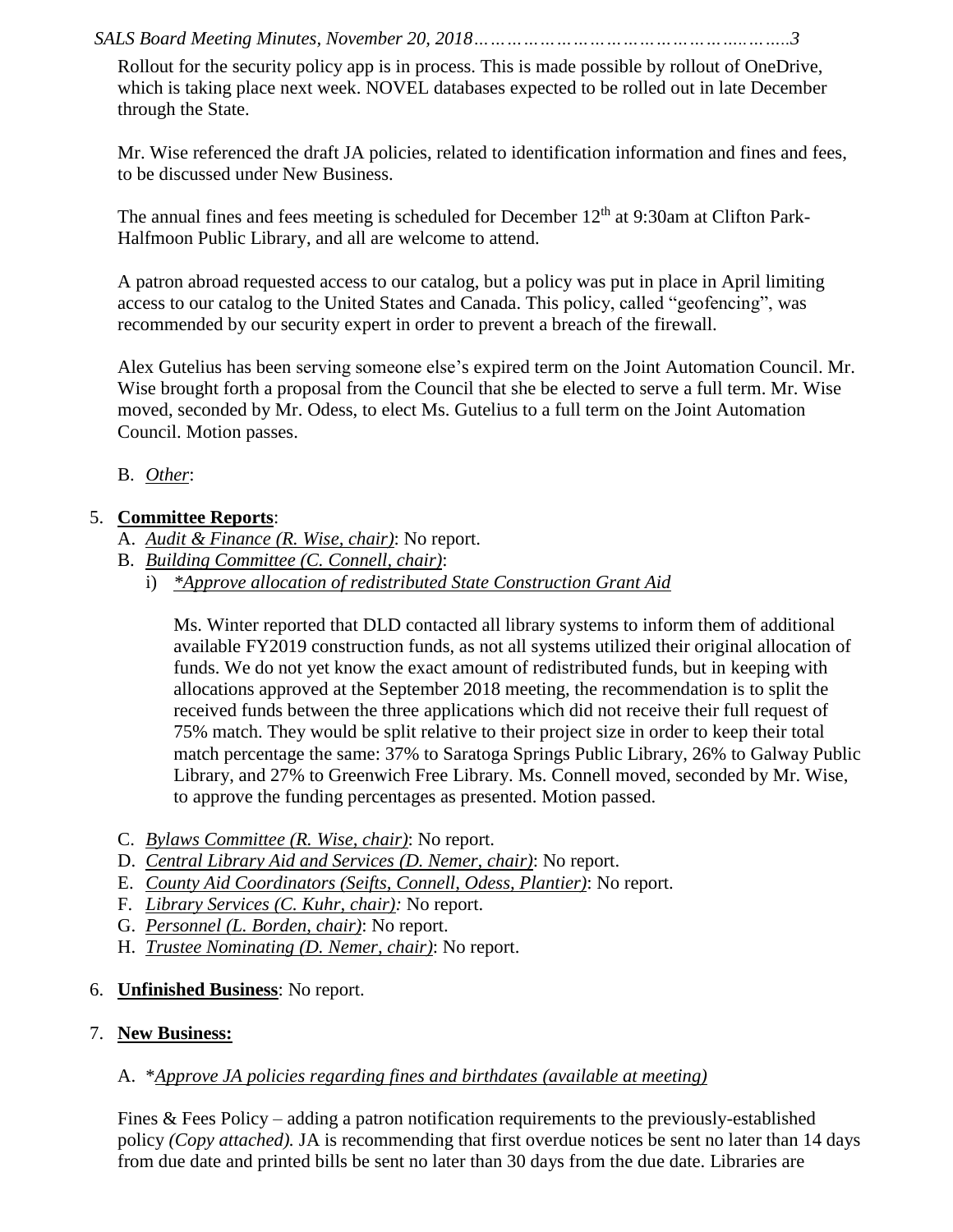Rollout for the security policy app is in process. This is made possible by rollout of OneDrive, which is taking place next week. NOVEL databases expected to be rolled out in late December through the State.

Mr. Wise referenced the draft JA policies, related to identification information and fines and fees, to be discussed under New Business.

The annual fines and fees meeting is scheduled for December 12th at 9:30am at Clifton Park-Halfmoon Public Library, and all are welcome to attend.

A patron abroad requested access to our catalog, but a policy was put in place in April limiting access to our catalog to the United States and Canada. This policy, called "geofencing", was recommended by our security expert in order to prevent a breach of the firewall.

Alex Gutelius has been serving someone else's expired term on the Joint Automation Council. Mr. Wise brought forth a proposal from the Council that she be elected to serve a full term. Mr. Wise moved, seconded by Mr. Odess, to elect Ms. Gutelius to a full term on the Joint Automation Council. Motion passes.

B. *Other*:

5. **Committee Reports**:
   A. *Audit & Finance (R. Wise, chair)*: No report.
   B. *Building Committee (C. Connell, chair)*:
      i) *\*Approve allocation of redistributed State Construction Grant Aid*

      Ms. Winter reported that DLD contacted all library systems to inform them of additional available FY2019 construction funds, as not all systems utilized their original allocation of funds. We do not yet know the exact amount of redistributed funds, but in keeping with allocations approved at the September 2018 meeting, the recommendation is to split the received funds between the three applications which did not receive their full request of 75% match. They would be split relative to their project size in order to keep their total match percentage the same: 37% to Saratoga Springs Public Library, 26% to Galway Public Library, and 27% to Greenwich Free Library. Ms. Connell moved, seconded by Mr. Wise, to approve the funding percentages as presented. Motion passed.

   C. *Bylaws Committee (R. Wise, chair)*: No report.
   D. *Central Library Aid and Services (D. Nemer, chair)*: No report.
   E. *County Aid Coordinators (Seifts, Connell, Odess, Plantier)*: No report.
   F. *Library Services (C. Kuhr, chair):* No report.
   G. *Personnel (L. Borden, chair)*: No report.
   H. *Trustee Nominating (D. Nemer, chair)*: No report.

6. **Unfinished Business**: No report.

7. **New Business:**

   A. \**Approve JA policies regarding fines and birthdates (available at meeting)*

Fines & Fees Policy – adding a patron notification requirements to the previously-established policy *(Copy attached).* JA is recommending that first overdue notices be sent no later than 14 days from due date and printed bills be sent no later than 30 days from the due date. Libraries are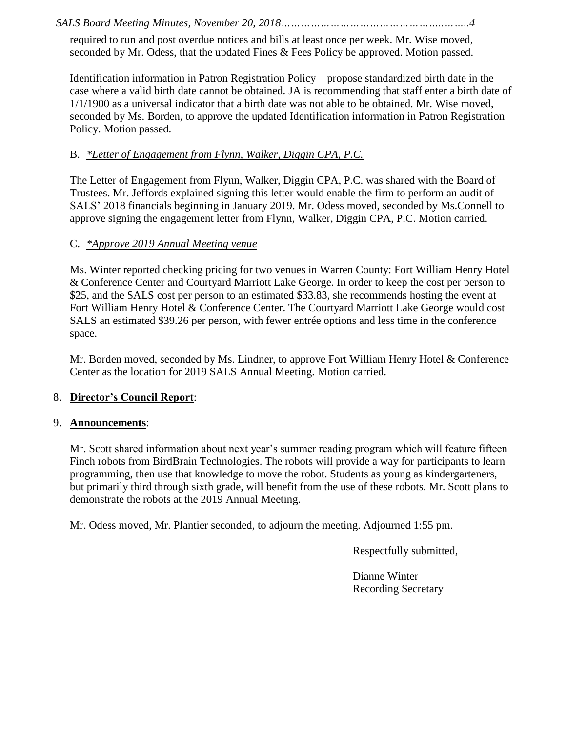required to run and post overdue notices and bills at least once per week. Mr. Wise moved, seconded by Mr. Odess, that the updated Fines & Fees Policy be approved. Motion passed.

Identification information in Patron Registration Policy – propose standardized birth date in the case where a valid birth date cannot be obtained. JA is recommending that staff enter a birth date of 1/1/1900 as a universal indicator that a birth date was not able to be obtained. Mr. Wise moved, seconded by Ms. Borden, to approve the updated Identification information in Patron Registration Policy. Motion passed.

B. *\*Letter of Engagement from Flynn, Walker, Diggin CPA, P.C.*

The Letter of Engagement from Flynn, Walker, Diggin CPA, P.C. was shared with the Board of Trustees. Mr. Jeffords explained signing this letter would enable the firm to perform an audit of SALS' 2018 financials beginning in January 2019. Mr. Odess moved, seconded by Ms.Connell to approve signing the engagement letter from Flynn, Walker, Diggin CPA, P.C. Motion carried.

C. *\*Approve 2019 Annual Meeting venue*

Ms. Winter reported checking pricing for two venues in Warren County: Fort William Henry Hotel & Conference Center and Courtyard Marriott Lake George. In order to keep the cost per person to $25, and the SALS cost per person to an estimated $33.83, she recommends hosting the event at Fort William Henry Hotel & Conference Center. The Courtyard Marriott Lake George would cost SALS an estimated $39.26 per person, with fewer entrée options and less time in the conference space.

Mr. Borden moved, seconded by Ms. Lindner, to approve Fort William Henry Hotel & Conference Center as the location for 2019 SALS Annual Meeting. Motion carried.

8. **Director's Council Report**:

9. **Announcements**:

Mr. Scott shared information about next year's summer reading program which will feature fifteen Finch robots from BirdBrain Technologies. The robots will provide a way for participants to learn programming, then use that knowledge to move the robot. Students as young as kindergarteners, but primarily third through sixth grade, will benefit from the use of these robots. Mr. Scott plans to demonstrate the robots at the 2019 Annual Meeting.

Mr. Odess moved, Mr. Plantier seconded, to adjourn the meeting. Adjourned 1:55 pm.

Respectfully submitted,

Dianne Winter
Recording Secretary